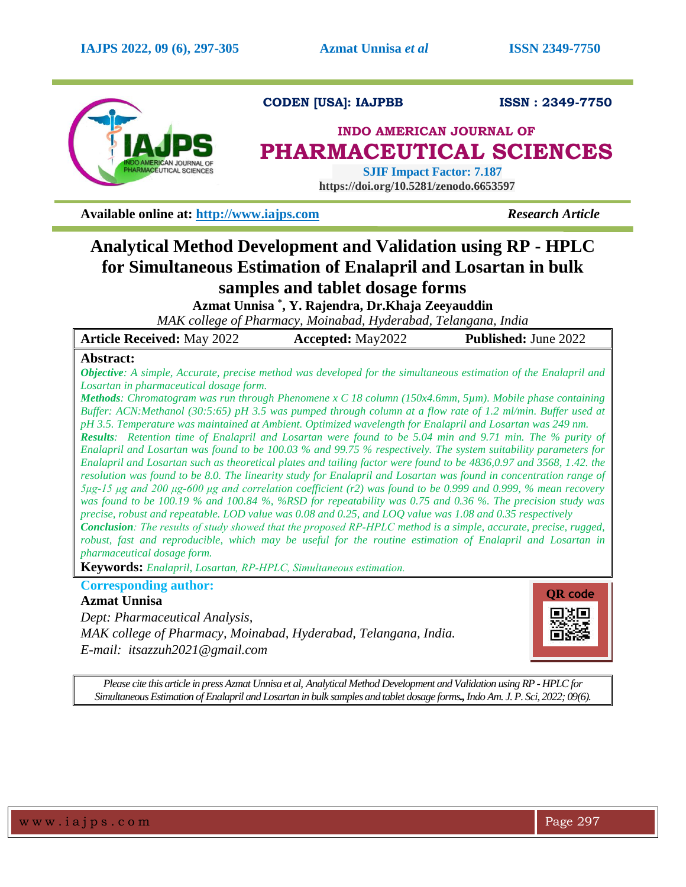CODEN [USA]: IAJPBB ISSN : 2349-7750

**INDO AMERICAN JOURNAL OF**
**PHARMACEUTICAL SCIENCES**

SJIF Impact Factor: 7.187
https://doi.org/10.5281/zenodo.6653597

**Available online at:** http://www.iajps.com *Research Article*

# Analytical Method Development and Validation using RP - HPLC for Simultaneous Estimation of Enalapril and Losartan in bulk samples and tablet dosage forms

**Azmat Unnisa [\*], Y. Rajendra, Dr.Khaja Zeeyauddin**

*MAK college of Pharmacy, Moinabad, Hyderabad, Telangana, India*

| **Article Received:** May 2022 | **Accepted:** May2022 | **Published:** June 2022 |
|---|---|---|

## Abstract:

***Objective***: *A simple, Accurate, precise method was developed for the simultaneous estimation of the Enalapril and Losartan in pharmaceutical dosage form.*

***Methods***: *Chromatogram was run through Phenomene x C 18 column (150x4.6mm, 5µm). Mobile phase containing Buffer: ACN:Methanol (30:5:65) pH 3.5 was pumped through column at a flow rate of 1.2 ml/min. Buffer used at pH 3.5. Temperature was maintained at Ambient. Optimized wavelength for Enalapril and Losartan was 249 nm.*

***Results***: *Retention time of Enalapril and Losartan were found to be 5.04 min and 9.71 min. The % purity of Enalapril and Losartan was found to be 100.03 % and 99.75 % respectively. The system suitability parameters for Enalapril and Losartan such as theoretical plates and tailing factor were found to be 4836,0.97 and 3568, 1.42. the resolution was found to be 8.0. The linearity study for Enalapril and Losartan was found in concentration range of 5µg-15 µg and 200 µg-600 µg and correlation coefficient (r2) was found to be 0.999 and 0.999, % mean recovery was found to be 100.19 % and 100.84 %, %RSD for repeatability was 0.75 and 0.36 %. The precision study was precise, robust and repeatable. LOD value was 0.08 and 0.25, and LOQ value was 1.08 and 0.35 respectively*

***Conclusion***: *The results of study showed that the proposed RP-HPLC method is a simple, accurate, precise, rugged, robust, fast and reproducible, which may be useful for the routine estimation of Enalapril and Losartan in pharmaceutical dosage form.*

**Keywords:** *Enalapril, Losartan, RP-HPLC, Simultaneous estimation.*

**Corresponding author:**

**Azmat Unnisa**

*Dept: Pharmaceutical Analysis,*
*MAK college of Pharmacy, Moinabad, Hyderabad, Telangana, India.*
*E-mail: itsazzuh2021@gmail.com*

QR code

*Please cite this article in press Azmat Unnisa et al, Analytical Method Development and Validation using RP - HPLC for Simultaneous Estimation of Enalapril and Losartan in bulk samples and tablet dosage forms., Indo Am. J. P. Sci, 2022; 09(6).*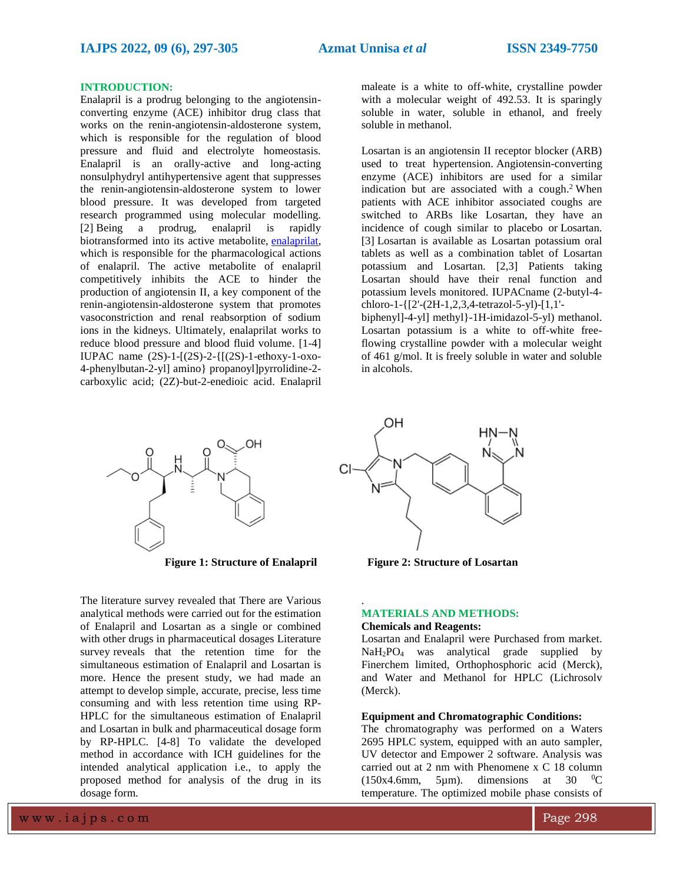## INTRODUCTION:

Enalapril is a prodrug belonging to the angiotensin-converting enzyme (ACE) inhibitor drug class that works on the renin-angiotensin-aldosterone system, which is responsible for the regulation of blood pressure and fluid and electrolyte homeostasis. Enalapril is an orally-active and long-acting nonsulphydryl antihypertensive agent that suppresses the renin-angiotensin-aldosterone system to lower blood pressure. It was developed from targeted research programmed using molecular modelling. [2] Being a prodrug, enalapril is rapidly biotransformed into its active metabolite, enalaprilat, which is responsible for the pharmacological actions of enalapril. The active metabolite of enalapril competitively inhibits the ACE to hinder the production of angiotensin II, a key component of the renin-angiotensin-aldosterone system that promotes vasoconstriction and renal reabsorption of sodium ions in the kidneys. Ultimately, enalaprilat works to reduce blood pressure and blood fluid volume. [1-4] IUPAC name (2S)-1-[(2S)-2-{[(2S)-1-ethoxy-1-oxo-4-phenylbutan-2-yl] amino} propanoyl]pyrrolidine-2-carboxylic acid; (2Z)-but-2-enedioic acid. Enalapril maleate is a white to off-white, crystalline powder with a molecular weight of 492.53. It is sparingly soluble in water, soluble in ethanol, and freely soluble in methanol.

Losartan is an angiotensin II receptor blocker (ARB) used to treat hypertension. Angiotensin-converting enzyme (ACE) inhibitors are used for a similar indication but are associated with a cough.[2] When patients with ACE inhibitor associated coughs are switched to ARBs like Losartan, they have an incidence of cough similar to placebo or Losartan. [3] Losartan is available as Losartan potassium oral tablets as well as a combination tablet of Losartan potassium and Losartan. [2,3] Patients taking Losartan should have their renal function and potassium levels monitored. IUPACname (2-butyl-4-chloro-1-{[2'-(2H-1,2,3,4-tetrazol-5-yl)-[1,1'-biphenyl]-4-yl] methyl}-1H-imidazol-5-yl) methanol. Losartan potassium is a white to off-white free-flowing crystalline powder with a molecular weight of 461 g/mol. It is freely soluble in water and soluble in alcohols.

**Figure 1: Structure of Enalapril**

**Figure 2: Structure of Losartan**

The literature survey revealed that There are Various analytical methods were carried out for the estimation of Enalapril and Losartan as a single or combined with other drugs in pharmaceutical dosages Literature survey reveals that the retention time for the simultaneous estimation of Enalapril and Losartan is more. Hence the present study, we had made an attempt to develop simple, accurate, precise, less time consuming and with less retention time using RP-HPLC for the simultaneous estimation of Enalapril and Losartan in bulk and pharmaceutical dosage form by RP-HPLC. [4-8] To validate the developed method in accordance with ICH guidelines for the intended analytical application i.e., to apply the proposed method for analysis of the drug in its dosage form.

## MATERIALS AND METHODS:

### Chemicals and Reagents:

Losartan and Enalapril were Purchased from market. $NaH_2PO_4$ was analytical grade supplied by Finerchem limited, Orthophosphoric acid (Merck), and Water and Methanol for HPLC (Lichrosolv (Merck).

### Equipment and Chromatographic Conditions:

The chromatography was performed on a Waters 2695 HPLC system, equipped with an auto sampler, UV detector and Empower 2 software. Analysis was carried out at 2 nm with Phenomene x C 18 column (150x4.6mm, 5µm). dimensions at 30 $^0$C temperature. The optimized mobile phase consists of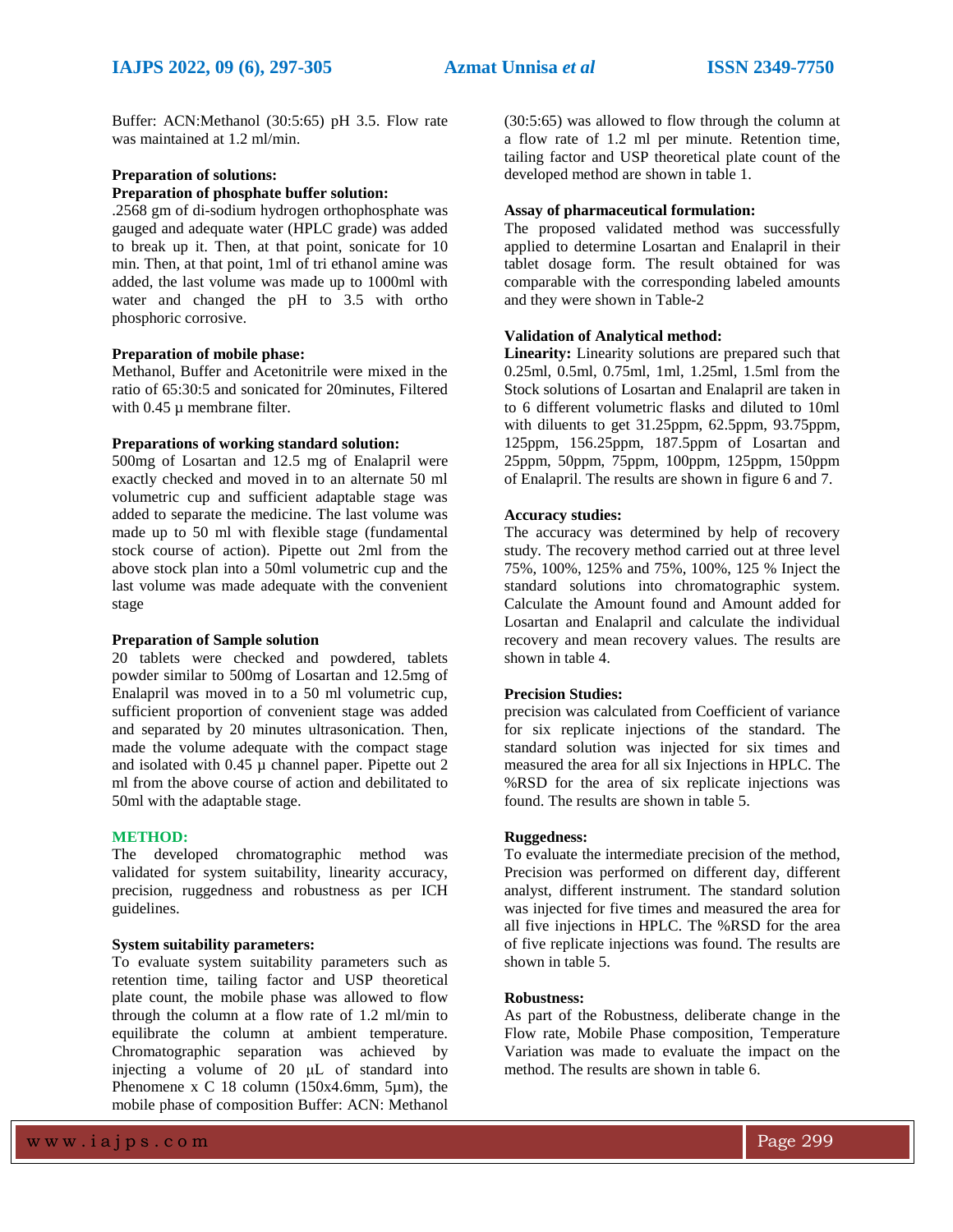Buffer: ACN:Methanol (30:5:65) pH 3.5. Flow rate was maintained at 1.2 ml/min.

**Preparation of solutions:**

**Preparation of phosphate buffer solution:**

.2568 gm of di-sodium hydrogen orthophosphate was gauged and adequate water (HPLC grade) was added to break up it. Then, at that point, sonicate for 10 min. Then, at that point, 1ml of tri ethanol amine was added, the last volume was made up to 1000ml with water and changed the pH to 3.5 with ortho phosphoric corrosive.

**Preparation of mobile phase:**

Methanol, Buffer and Acetonitrile were mixed in the ratio of 65:30:5 and sonicated for 20minutes, Filtered with 0.45 µ membrane filter.

**Preparations of working standard solution:**

500mg of Losartan and 12.5 mg of Enalapril were exactly checked and moved in to an alternate 50 ml volumetric cup and sufficient adaptable stage was added to separate the medicine. The last volume was made up to 50 ml with flexible stage (fundamental stock course of action). Pipette out 2ml from the above stock plan into a 50ml volumetric cup and the last volume was made adequate with the convenient stage

**Preparation of Sample solution**

20 tablets were checked and powdered, tablets powder similar to 500mg of Losartan and 12.5mg of Enalapril was moved in to a 50 ml volumetric cup, sufficient proportion of convenient stage was added and separated by 20 minutes ultrasonication. Then, made the volume adequate with the compact stage and isolated with 0.45 µ channel paper. Pipette out 2 ml from the above course of action and debilitated to 50ml with the adaptable stage.

## METHOD:

The developed chromatographic method was validated for system suitability, linearity accuracy, precision, ruggedness and robustness as per ICH guidelines.

**System suitability parameters:**

To evaluate system suitability parameters such as retention time, tailing factor and USP theoretical plate count, the mobile phase was allowed to flow through the column at a flow rate of 1.2 ml/min to equilibrate the column at ambient temperature. Chromatographic separation was achieved by injecting a volume of 20 µL of standard into Phenomene x C 18 column (150x4.6mm, 5µm), the mobile phase of composition Buffer: ACN: Methanol (30:5:65) was allowed to flow through the column at a flow rate of 1.2 ml per minute. Retention time, tailing factor and USP theoretical plate count of the developed method are shown in table 1.

**Assay of pharmaceutical formulation:**

The proposed validated method was successfully applied to determine Losartan and Enalapril in their tablet dosage form. The result obtained for was comparable with the corresponding labeled amounts and they were shown in Table-2

**Validation of Analytical method:**

**Linearity:** Linearity solutions are prepared such that 0.25ml, 0.5ml, 0.75ml, 1ml, 1.25ml, 1.5ml from the Stock solutions of Losartan and Enalapril are taken in to 6 different volumetric flasks and diluted to 10ml with diluents to get 31.25ppm, 62.5ppm, 93.75ppm, 125ppm, 156.25ppm, 187.5ppm of Losartan and 25ppm, 50ppm, 75ppm, 100ppm, 125ppm, 150ppm of Enalapril. The results are shown in figure 6 and 7.

**Accuracy studies:**

The accuracy was determined by help of recovery study. The recovery method carried out at three level 75%, 100%, 125% and 75%, 100%, 125 % Inject the standard solutions into chromatographic system. Calculate the Amount found and Amount added for Losartan and Enalapril and calculate the individual recovery and mean recovery values. The results are shown in table 4.

**Precision Studies:**

precision was calculated from Coefficient of variance for six replicate injections of the standard. The standard solution was injected for six times and measured the area for all six Injections in HPLC. The %RSD for the area of six replicate injections was found. The results are shown in table 5.

**Ruggedness:**

To evaluate the intermediate precision of the method, Precision was performed on different day, different analyst, different instrument. The standard solution was injected for five times and measured the area for all five injections in HPLC. The %RSD for the area of five replicate injections was found. The results are shown in table 5.

**Robustness:**

As part of the Robustness, deliberate change in the Flow rate, Mobile Phase composition, Temperature Variation was made to evaluate the impact on the method. The results are shown in table 6.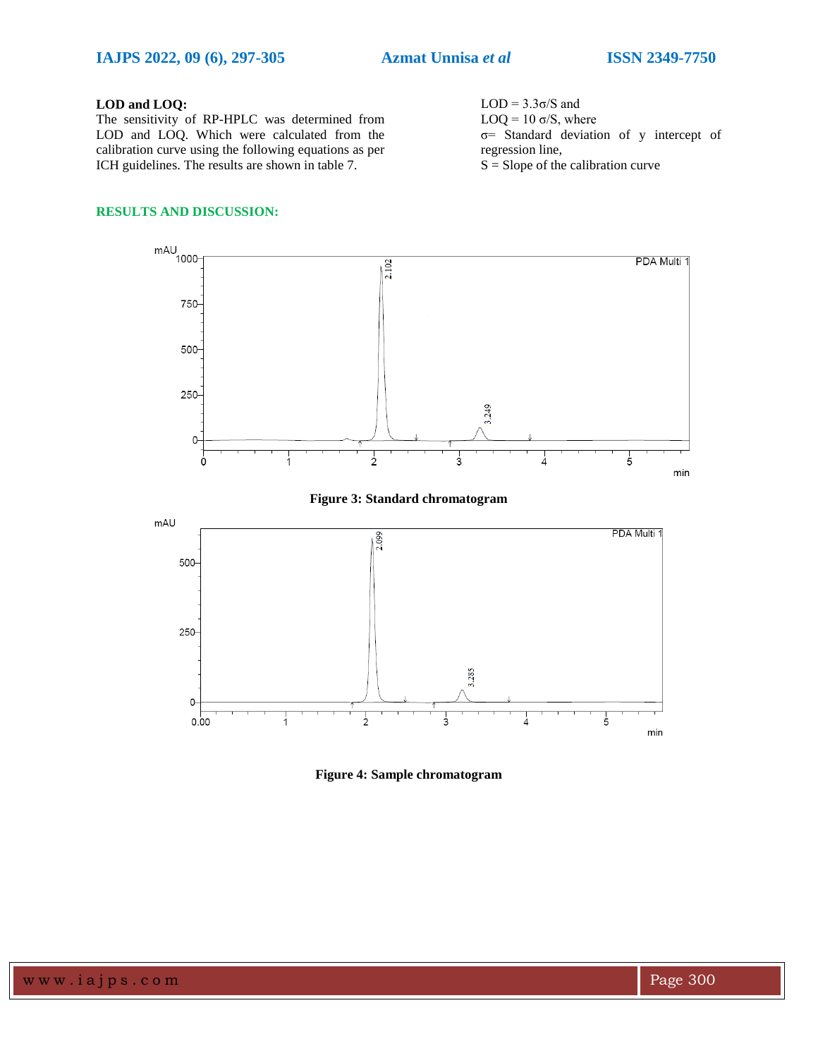**LOD and LOQ:**

The sensitivity of RP-HPLC was determined from LOD and LOQ. Which were calculated from the calibration curve using the following equations as per ICH guidelines. The results are shown in table 7.

$LOD = 3.3\sigma/S$ and

$LOQ = 10\ \sigma/S$, where

$\sigma$= Standard deviation of y intercept of regression line,

S = Slope of the calibration curve

## RESULTS AND DISCUSSION:

mAU
1000
750
500
250
0
0
1
2
3
4
5
min
2.102
3.249
PDA Multi 1

**Figure 3: Standard chromatogram**

mAU
500
250
0
0.00
1
2
3
4
5
min
2.099
3.285
PDA Multi 1

**Figure 4: Sample chromatogram**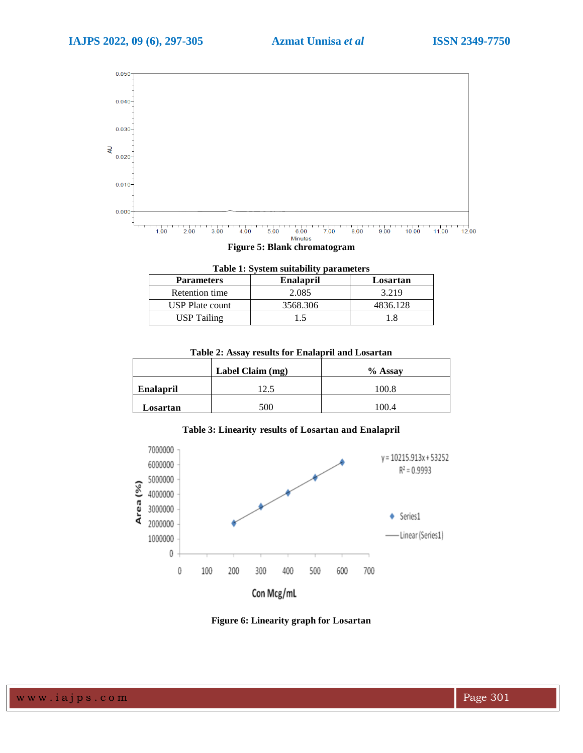0.050
0.040
0.030
0.020
0.010
0.000
AU
1.00 2.00 3.00 4.00 5.00 6.00 7.00 8.00 9.00 10.00 11.00 12.00
Minutes

**Figure 5: Blank chromatogram**

**Table 1: System suitability parameters**

| Parameters | Enalapril | Losartan |
|---|---|---|
| Retention time | 2.085 | 3.219 |
| USP Plate count | 3568.306 | 4836.128 |
| USP Tailing | 1.5 | 1.8 |

**Table 2: Assay results for Enalapril and Losartan**

| | Label Claim (mg) | % Assay |
|---|---|---|
| **Enalapril** | 12.5 | 100.8 |
| **Losartan** | 500 | 100.4 |

**Table 3: Linearity results of Losartan and Enalapril**

7000000
6000000
5000000
4000000
3000000
2000000
1000000
0
Area (%)
0 100 200 300 400 500 600 700
Con Mcg/mL

y = 10215.913x + 53252
$R^2$ = 0.9993

Series1
Linear (Series1)

**Figure 6: Linearity graph for Losartan**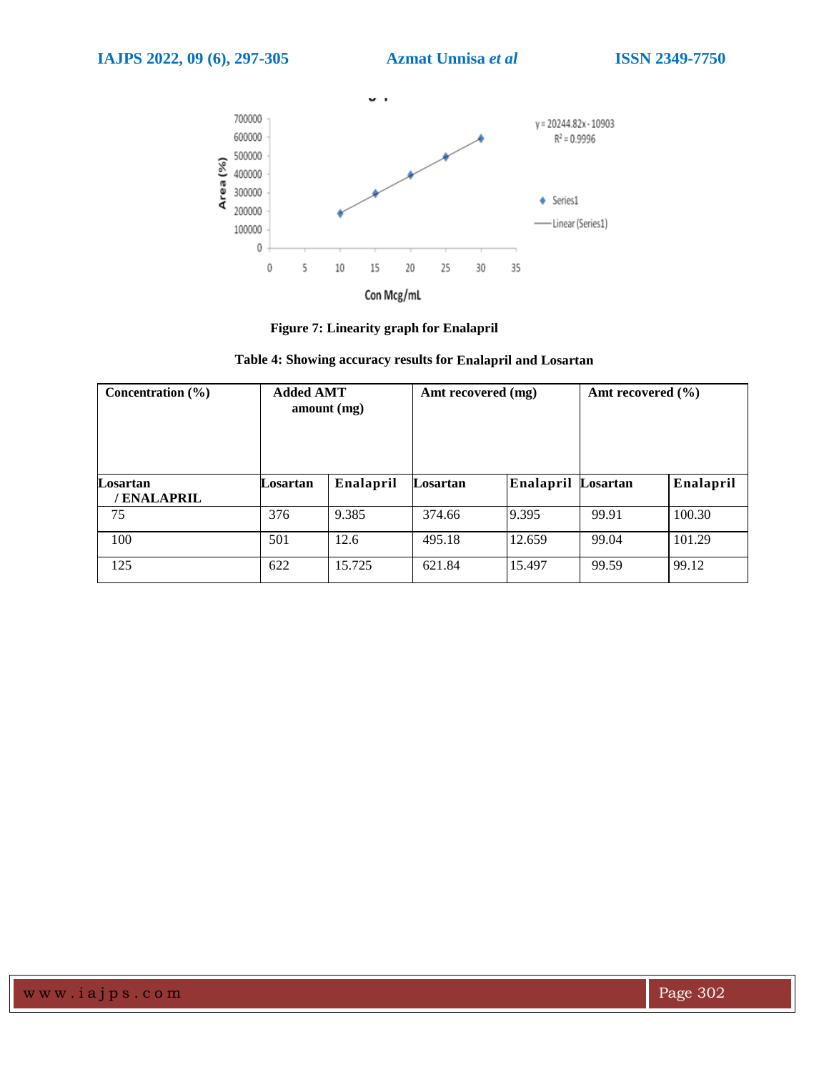700000
600000
500000
400000
300000
200000
100000
0

Area (%)

0 5 10 15 20 25 30 35

Con Mcg/mL

y = 20244.82x - 10903
$R^2$ = 0.9996

Series1

Linear (Series1)

**Figure 7: Linearity graph for Enalapril**

**Table 4: Showing accuracy results for Enalapril and Losartan**

| Concentration (%) | Added AMT amount (mg) | | Amt recovered (mg) | | Amt recovered (%) | |
|---|---|---|---|---|---|---|
| **Losartan / ENALAPRIL** | **Losartan** | **Enalapril** | **Losartan** | **Enalapril** | **Losartan** | **Enalapril** |
| 75 | 376 | 9.385 | 374.66 | 9.395 | 99.91 | 100.30 |
| 100 | 501 | 12.6 | 495.18 | 12.659 | 99.04 | 101.29 |
| 125 | 622 | 15.725 | 621.84 | 15.497 | 99.59 | 99.12 |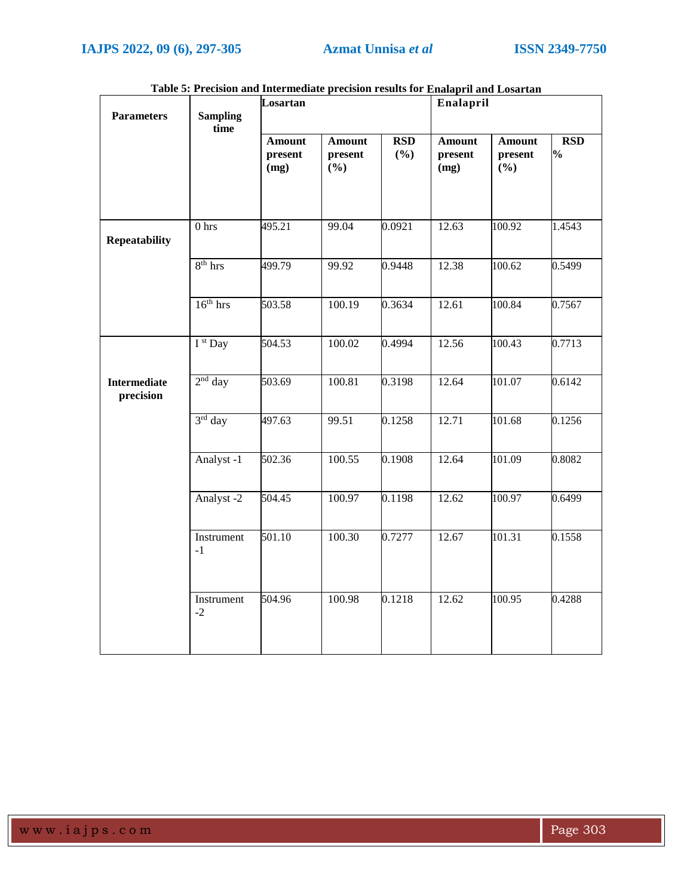**Table 5: Precision and Intermediate precision results for Enalapril and Losartan**

| Parameters | Sampling time | Losartan | | | Enalapril | | |
|---|---|---|---|---|---|---|---|
| | | Amount present (mg) | Amount present (%) | RSD (%) | Amount present (mg) | Amount present (%) | RSD % |
| Repeatability | 0 hrs | 495.21 | 99.04 | 0.0921 | 12.63 | 100.92 | 1.4543 |
| | 8th hrs | 499.79 | 99.92 | 0.9448 | 12.38 | 100.62 | 0.5499 |
| | 16th hrs | 503.58 | 100.19 | 0.3634 | 12.61 | 100.84 | 0.7567 |
| Intermediate precision | I st Day | 504.53 | 100.02 | 0.4994 | 12.56 | 100.43 | 0.7713 |
| | 2nd day | 503.69 | 100.81 | 0.3198 | 12.64 | 101.07 | 0.6142 |
| | 3rd day | 497.63 | 99.51 | 0.1258 | 12.71 | 101.68 | 0.1256 |
| | Analyst -1 | 502.36 | 100.55 | 0.1908 | 12.64 | 101.09 | 0.8082 |
| | Analyst -2 | 504.45 | 100.97 | 0.1198 | 12.62 | 100.97 | 0.6499 |
| | Instrument -1 | 501.10 | 100.30 | 0.7277 | 12.67 | 101.31 | 0.1558 |
| | Instrument -2 | 504.96 | 100.98 | 0.1218 | 12.62 | 100.95 | 0.4288 |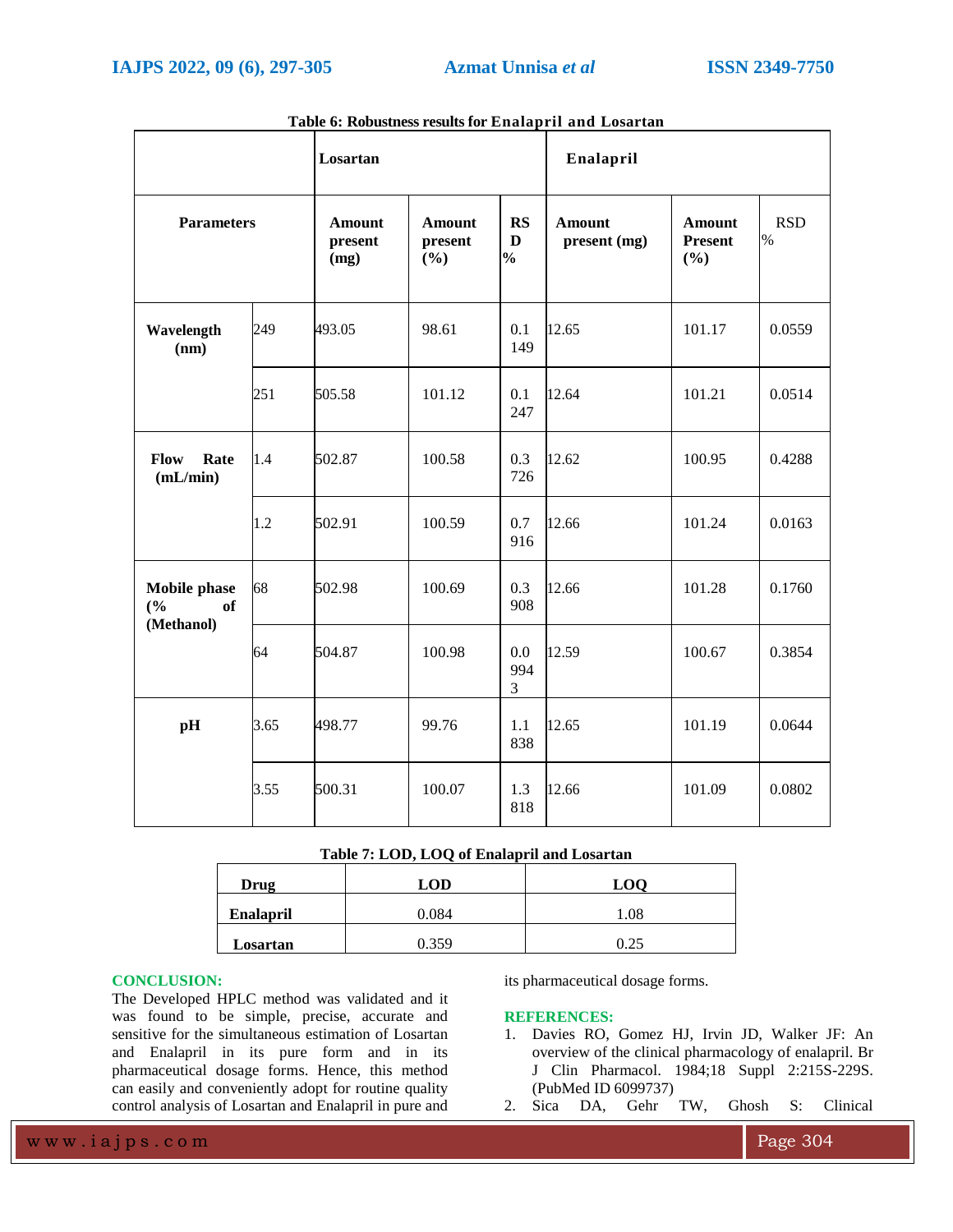**Table 6: Robustness results for Enalapril and Losartan**

| Parameters | | Losartan | | | Enalapril | | |
|---|---|---|---|---|---|---|---|
| | | Amount present (mg) | Amount present (%) | RSD % | Amount present (mg) | Amount Present (%) | RSD % |
| Wavelength (nm) | 249 | 493.05 | 98.61 | 0.1149 | 12.65 | 101.17 | 0.0559 |
| | 251 | 505.58 | 101.12 | 0.1247 | 12.64 | 101.21 | 0.0514 |
| Flow Rate (mL/min) | 1.4 | 502.87 | 100.58 | 0.3726 | 12.62 | 100.95 | 0.4288 |
| | 1.2 | 502.91 | 100.59 | 0.7916 | 12.66 | 101.24 | 0.0163 |
| Mobile phase (% of (Methanol) | 68 | 502.98 | 100.69 | 0.3908 | 12.66 | 101.28 | 0.1760 |
| | 64 | 504.87 | 100.98 | 0.09943 | 12.59 | 100.67 | 0.3854 |
| pH | 3.65 | 498.77 | 99.76 | 1.1838 | 12.65 | 101.19 | 0.0644 |
| | 3.55 | 500.31 | 100.07 | 1.3818 | 12.66 | 101.09 | 0.0802 |

**Table 7: LOD, LOQ of Enalapril and Losartan**

| Drug | LOD | LOQ |
|---|---|---|
| Enalapril | 0.084 | 1.08 |
| Losartan | 0.359 | 0.25 |

## CONCLUSION:

The Developed HPLC method was validated and it was found to be simple, precise, accurate and sensitive for the simultaneous estimation of Losartan and Enalapril in its pure form and in its pharmaceutical dosage forms. Hence, this method can easily and conveniently adopt for routine quality control analysis of Losartan and Enalapril in pure and its pharmaceutical dosage forms.

## REFERENCES:

1. Davies RO, Gomez HJ, Irvin JD, Walker JF: An overview of the clinical pharmacology of enalapril. Br J Clin Pharmacol. 1984;18 Suppl 2:215S-229S. (PubMed ID 6099737)
2. Sica DA, Gehr TW, Ghosh S: Clinical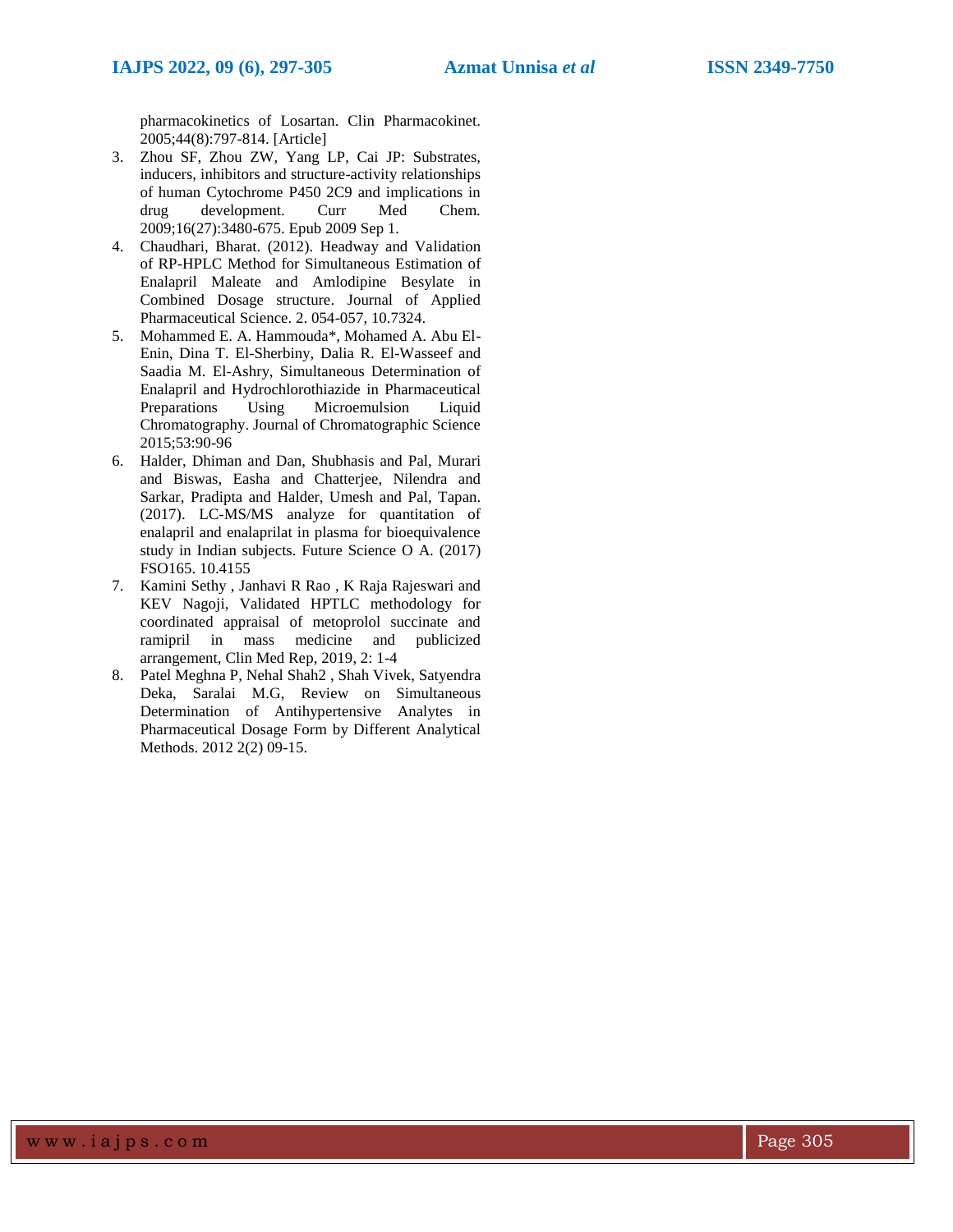pharmacokinetics of Losartan. Clin Pharmacokinet. 2005;44(8):797-814. [Article]

3. Zhou SF, Zhou ZW, Yang LP, Cai JP: Substrates, inducers, inhibitors and structure-activity relationships of human Cytochrome P450 2C9 and implications in drug development. Curr Med Chem. 2009;16(27):3480-675. Epub 2009 Sep 1.
4. Chaudhari, Bharat. (2012). Headway and Validation of RP-HPLC Method for Simultaneous Estimation of Enalapril Maleate and Amlodipine Besylate in Combined Dosage structure. Journal of Applied Pharmaceutical Science. 2. 054-057, 10.7324.
5. Mohammed E. A. Hammouda*, Mohamed A. Abu El-Enin, Dina T. El-Sherbiny, Dalia R. El-Wasseef and Saadia M. El-Ashry, Simultaneous Determination of Enalapril and Hydrochlorothiazide in Pharmaceutical Preparations Using Microemulsion Liquid Chromatography. Journal of Chromatographic Science 2015;53:90-96
6. Halder, Dhiman and Dan, Shubhasis and Pal, Murari and Biswas, Easha and Chatterjee, Nilendra and Sarkar, Pradipta and Halder, Umesh and Pal, Tapan. (2017). LC-MS/MS analyze for quantitation of enalapril and enalaprilat in plasma for bioequivalence study in Indian subjects. Future Science O A. (2017) FSO165. 10.4155
7. Kamini Sethy , Janhavi R Rao , K Raja Rajeswari and KEV Nagoji, Validated HPTLC methodology for coordinated appraisal of metoprolol succinate and ramipril in mass medicine and publicized arrangement, Clin Med Rep, 2019, 2: 1-4
8. Patel Meghna P, Nehal Shah2 , Shah Vivek, Satyendra Deka, Saralai M.G, Review on Simultaneous Determination of Antihypertensive Analytes in Pharmaceutical Dosage Form by Different Analytical Methods. 2012 2(2) 09-15.